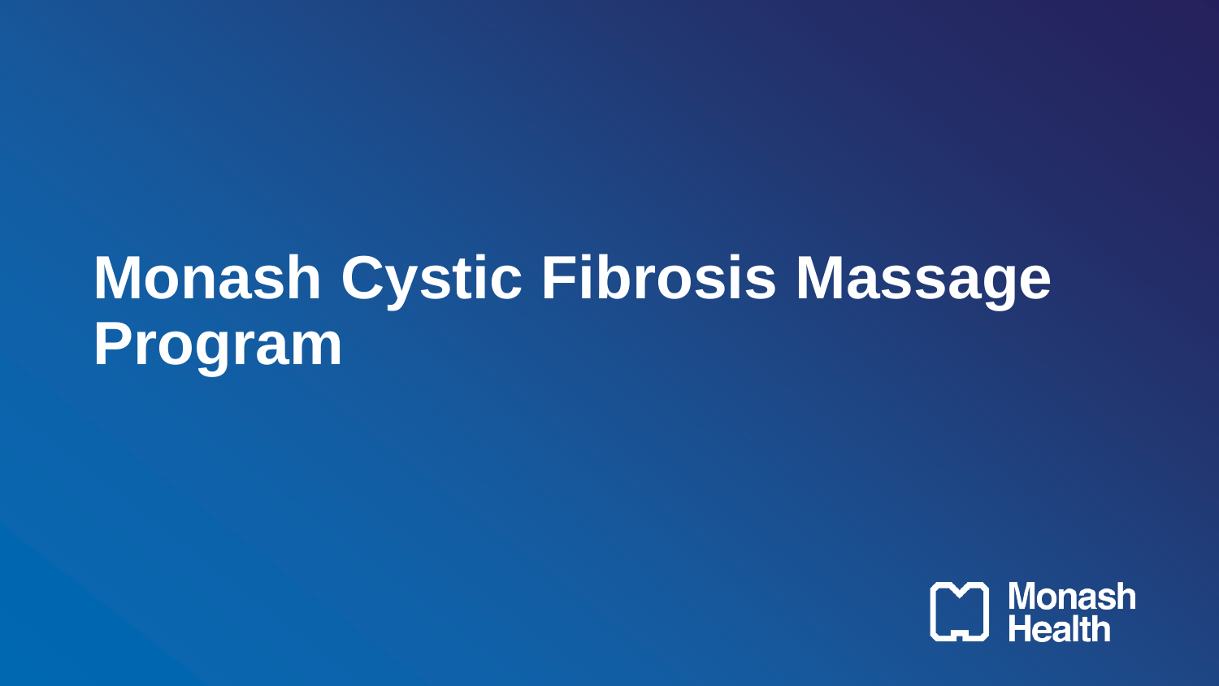# Monash Cystic Fibrosis Massage Program

Monash Health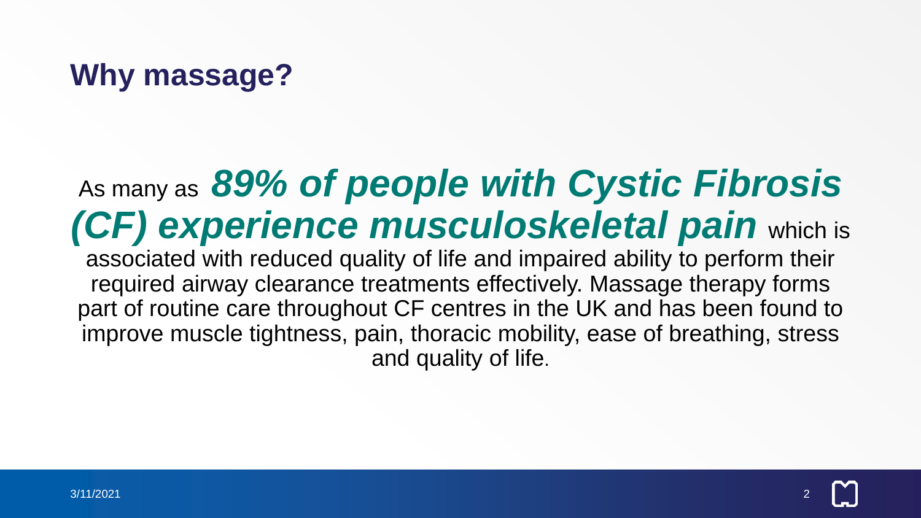# Why massage?

As many as ***89% of people with Cystic Fibrosis (CF) experience musculoskeletal pain*** which is associated with reduced quality of life and impaired ability to perform their required airway clearance treatments effectively. Massage therapy forms part of routine care throughout CF centres in the UK and has been found to improve muscle tightness, pain, thoracic mobility, ease of breathing, stress and quality of life.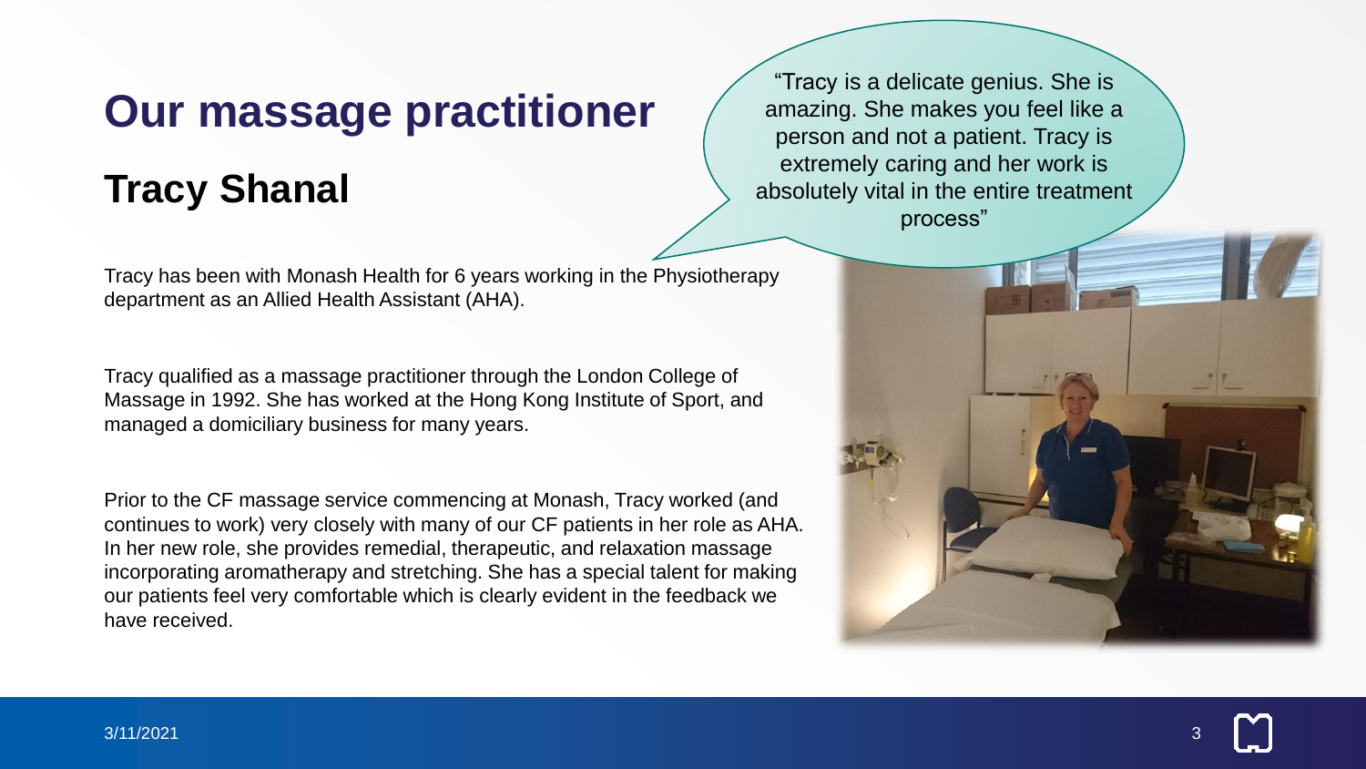# Our massage practitioner

## Tracy Shanal

"Tracy is a delicate genius. She is amazing. She makes you feel like a person and not a patient. Tracy is extremely caring and her work is absolutely vital in the entire treatment process"

Tracy has been with Monash Health for 6 years working in the Physiotherapy department as an Allied Health Assistant (AHA).

Tracy qualified as a massage practitioner through the London College of Massage in 1992. She has worked at the Hong Kong Institute of Sport, and managed a domiciliary business for many years.

Prior to the CF massage service commencing at Monash, Tracy worked (and continues to work) very closely with many of our CF patients in her role as AHA. In her new role, she provides remedial, therapeutic, and relaxation massage incorporating aromatherapy and stretching. She has a special talent for making our patients feel very comfortable which is clearly evident in the feedback we have received.

3/11/2021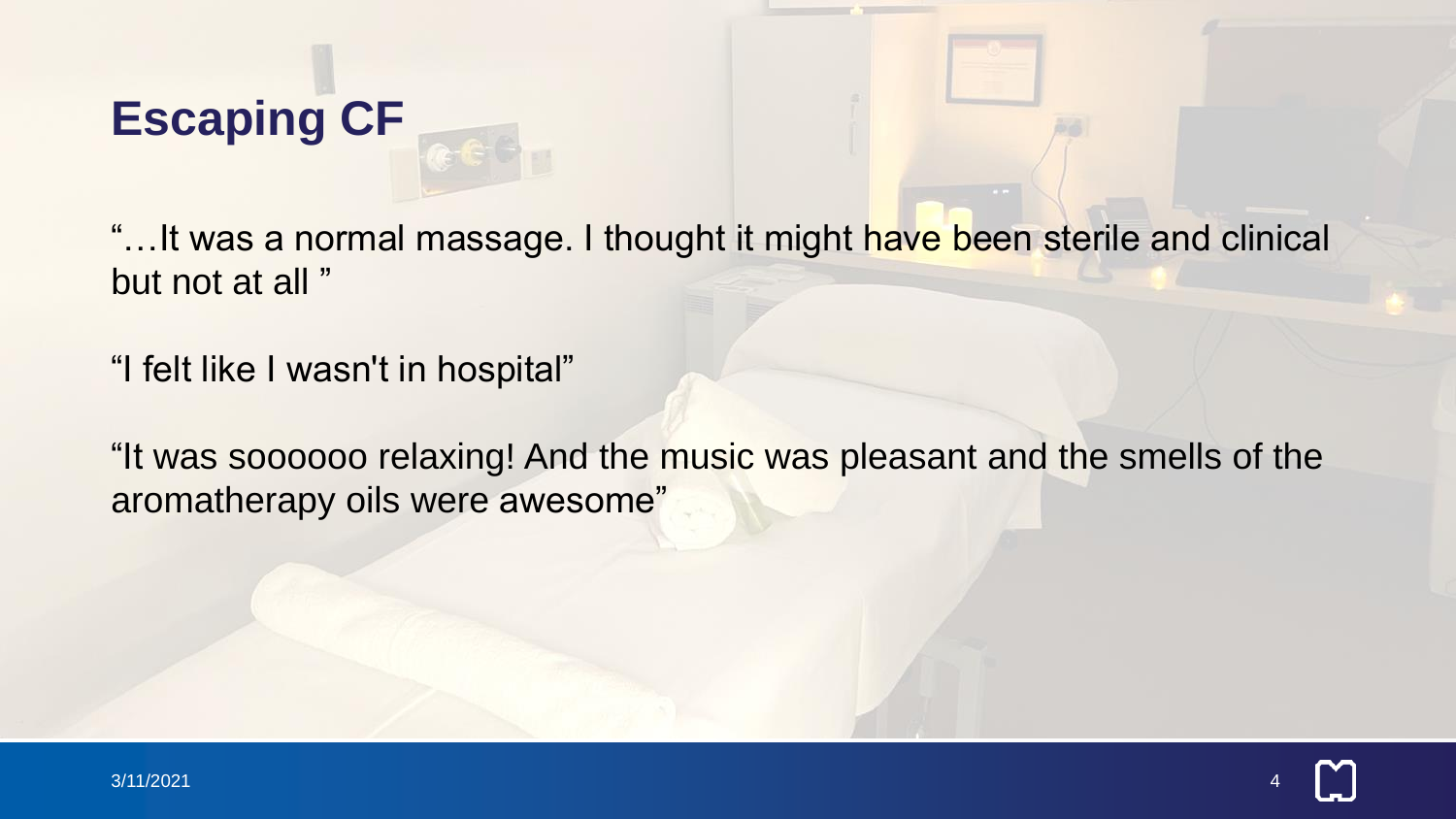# Escaping CF

"…It was a normal massage. I thought it might have been sterile and clinical but not at all "

"I felt like I wasn't in hospital"

"It was soooooo relaxing! And the music was pleasant and the smells of the aromatherapy oils were awesome"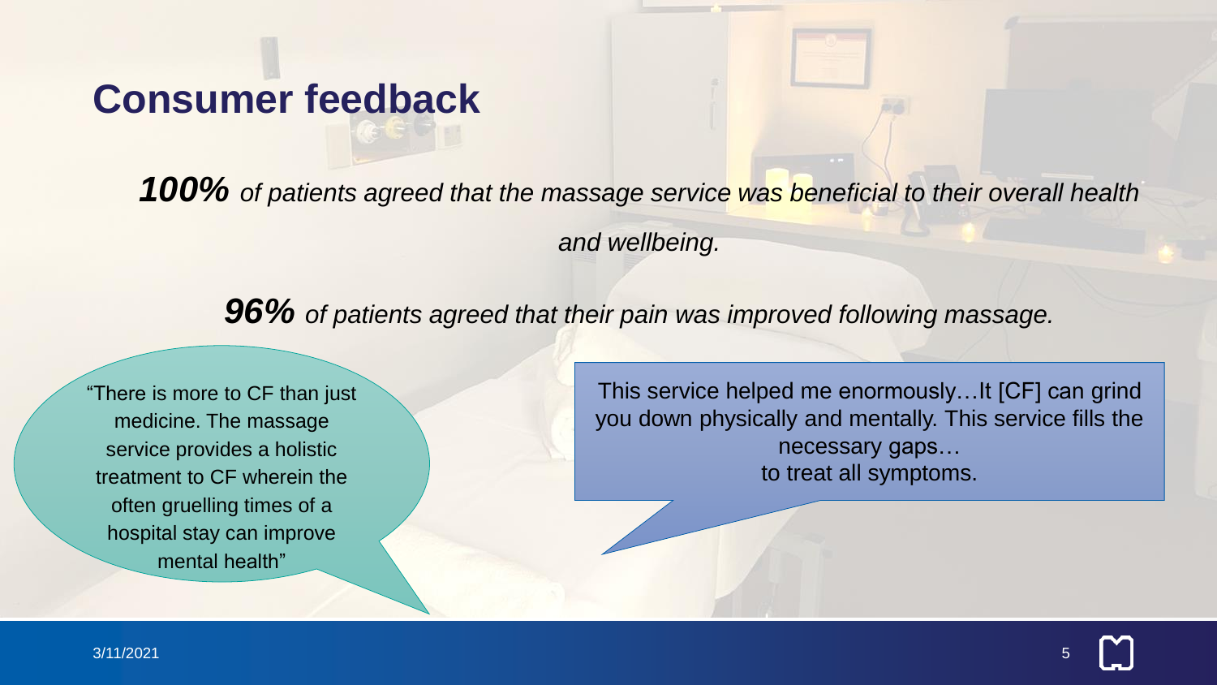# Consumer feedback

***100%*** *of patients agreed that the massage service was beneficial to their overall health and wellbeing.*

***96%*** *of patients agreed that their pain was improved following massage.*

"There is more to CF than just medicine. The massage service provides a holistic treatment to CF wherein the often gruelling times of a hospital stay can improve mental health"

This service helped me enormously…It [CF] can grind you down physically and mentally. This service fills the necessary gaps… to treat all symptoms.